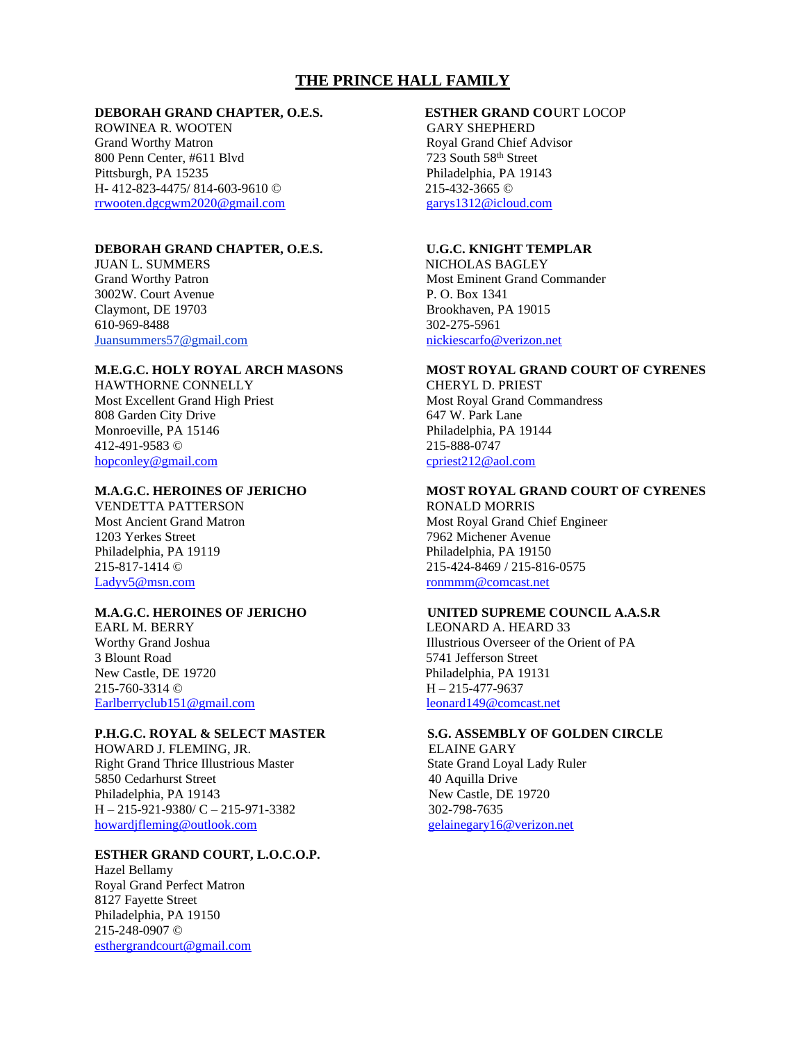# THE PRINCE HALL FAMILY

**DEBORAH GRAND CHAPTER, O.E.S.**
ROWINEA R. WOOTEN
Grand Worthy Matron
800 Penn Center, #611 Blvd
Pittsburgh, PA 15235
H- 412-823-4475/ 814-603-9610 ©
rrwooten.dgcgwm2020@gmail.com

**DEBORAH GRAND CHAPTER, O.E.S.**
JUAN L. SUMMERS
Grand Worthy Patron
3002W. Court Avenue
Claymont, DE 19703
610-969-8488
Juansummers57@gmail.com

**M.E.G.C. HOLY ROYAL ARCH MASONS**
HAWTHORNE CONNELLY
Most Excellent Grand High Priest
808 Garden City Drive
Monroeville, PA 15146
412-491-9583 ©
hopconley@gmail.com

**M.A.G.C. HEROINES OF JERICHO**
VENDETTA PATTERSON
Most Ancient Grand Matron
1203 Yerkes Street
Philadelphia, PA 19119
215-817-1414 ©
Ladyv5@msn.com

**M.A.G.C. HEROINES OF JERICHO**
EARL M. BERRY
Worthy Grand Joshua
3 Blount Road
New Castle, DE 19720
215-760-3314 ©
Earlberryclub151@gmail.com

**P.H.G.C. ROYAL & SELECT MASTER**
HOWARD J. FLEMING, JR.
Right Grand Thrice Illustrious Master
5850 Cedarhurst Street
Philadelphia, PA 19143
H – 215-921-9380/ C – 215-971-3382
howardjfleming@outlook.com

**ESTHER GRAND COURT, L.O.C.O.P.**
Hazel Bellamy
Royal Grand Perfect Matron
8127 Fayette Street
Philadelphia, PA 19150
215-248-0907 ©
esthergrandcourt@gmail.com

**ESTHER GRAND CO**URT LOCOP
GARY SHEPHERD
Royal Grand Chief Advisor
723 South 58th Street
Philadelphia, PA 19143
215-432-3665 ©
garys1312@icloud.com

**U.G.C. KNIGHT TEMPLAR**
NICHOLAS BAGLEY
Most Eminent Grand Commander
P. O. Box 1341
Brookhaven, PA 19015
302-275-5961
nickiescarfo@verizon.net

**MOST ROYAL GRAND COURT OF CYRENES**
CHERYL D. PRIEST
Most Royal Grand Commandress
647 W. Park Lane
Philadelphia, PA 19144
215-888-0747
cpriest212@aol.com

**MOST ROYAL GRAND COURT OF CYRENES**
RONALD MORRIS
Most Royal Grand Chief Engineer
7962 Michener Avenue
Philadelphia, PA 19150
215-424-8469 / 215-816-0575
ronmmm@comcast.net

**UNITED SUPREME COUNCIL A.A.S.R**
LEONARD A. HEARD 33
Illustrious Overseer of the Orient of PA
5741 Jefferson Street
Philadelphia, PA 19131
H – 215-477-9637
leonard149@comcast.net

**S.G. ASSEMBLY OF GOLDEN CIRCLE**
ELAINE GARY
State Grand Loyal Lady Ruler
40 Aquilla Drive
New Castle, DE 19720
302-798-7635
gelainegary16@verizon.net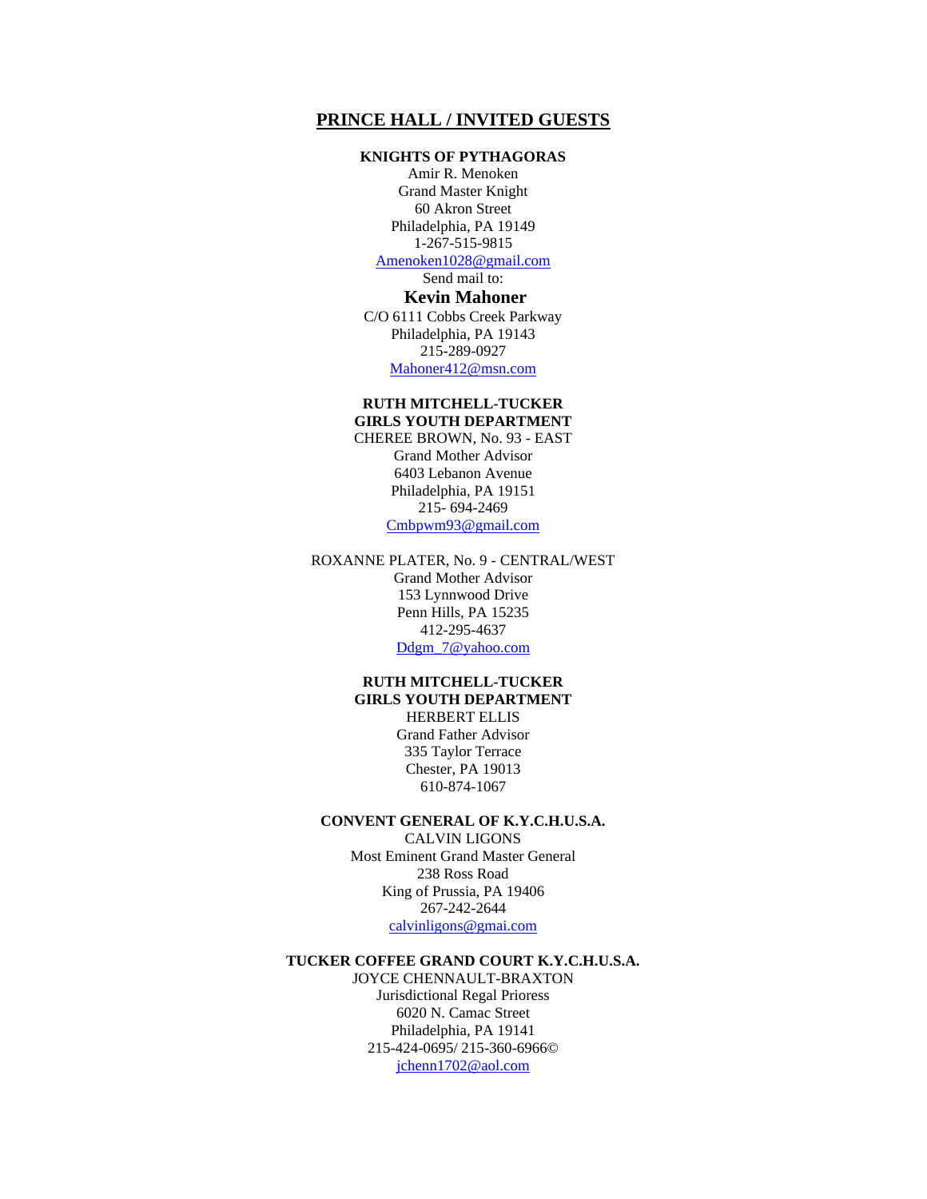## PRINCE HALL / INVITED GUESTS

**KNIGHTS OF PYTHAGORAS**

Amir R. Menoken
Grand Master Knight
60 Akron Street
Philadelphia, PA 19149
1-267-515-9815
Amenoken1028@gmail.com
Send mail to:

**Kevin Mahoner**

C/O 6111 Cobbs Creek Parkway
Philadelphia, PA 19143
215-289-0927
Mahoner412@msn.com

**RUTH MITCHELL-TUCKER**
**GIRLS YOUTH DEPARTMENT**

CHEREE BROWN, No. 93 - EAST
Grand Mother Advisor
6403 Lebanon Avenue
Philadelphia, PA 19151
215- 694-2469
Cmbpwm93@gmail.com

ROXANNE PLATER, No. 9 - CENTRAL/WEST
Grand Mother Advisor
153 Lynnwood Drive
Penn Hills, PA 15235
412-295-4637
Ddgm_7@yahoo.com

**RUTH MITCHELL-TUCKER**
**GIRLS YOUTH DEPARTMENT**

HERBERT ELLIS
Grand Father Advisor
335 Taylor Terrace
Chester, PA 19013
610-874-1067

**CONVENT GENERAL OF K.Y.C.H.U.S.A.**

CALVIN LIGONS
Most Eminent Grand Master General
238 Ross Road
King of Prussia, PA 19406
267-242-2644
calvinligons@gmai.com

**TUCKER COFFEE GRAND COURT K.Y.C.H.U.S.A.**

JOYCE CHENNAULT-BRAXTON
Jurisdictional Regal Prioress
6020 N. Camac Street
Philadelphia, PA 19141
215-424-0695/ 215-360-6966©
jchenn1702@aol.com